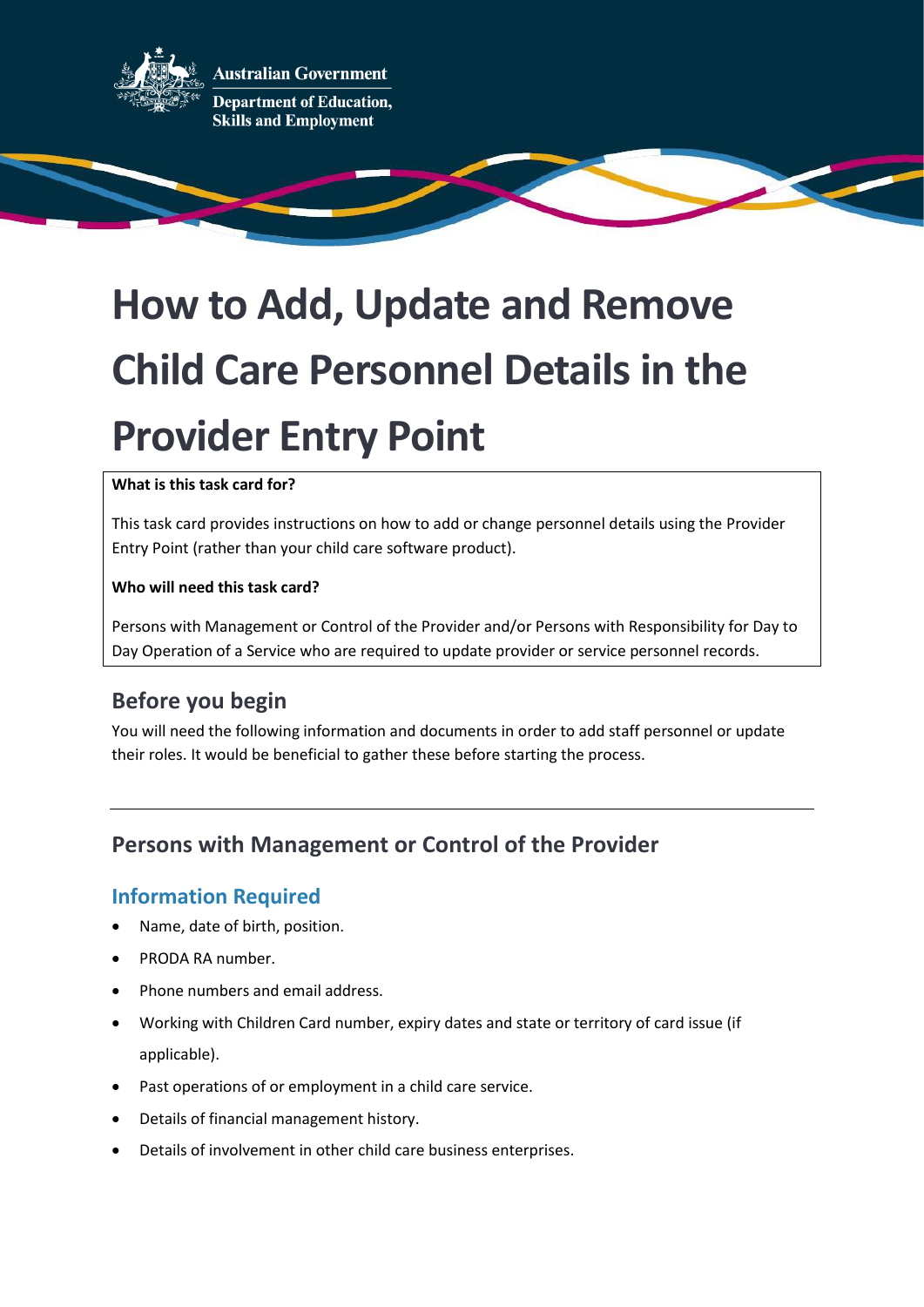Australian Government

Department of Education, Skills and Employment

# How to Add, Update and Remove Child Care Personnel Details in the Provider Entry Point

**What is this task card for?**

This task card provides instructions on how to add or change personnel details using the Provider Entry Point (rather than your child care software product).

**Who will need this task card?**

Persons with Management or Control of the Provider and/or Persons with Responsibility for Day to Day Operation of a Service who are required to update provider or service personnel records.

## Before you begin

You will need the following information and documents in order to add staff personnel or update their roles. It would be beneficial to gather these before starting the process.

---

## Persons with Management or Control of the Provider

### Information Required

- Name, date of birth, position.
- PRODA RA number.
- Phone numbers and email address.
- Working with Children Card number, expiry dates and state or territory of card issue (if applicable).
- Past operations of or employment in a child care service.
- Details of financial management history.
- Details of involvement in other child care business enterprises.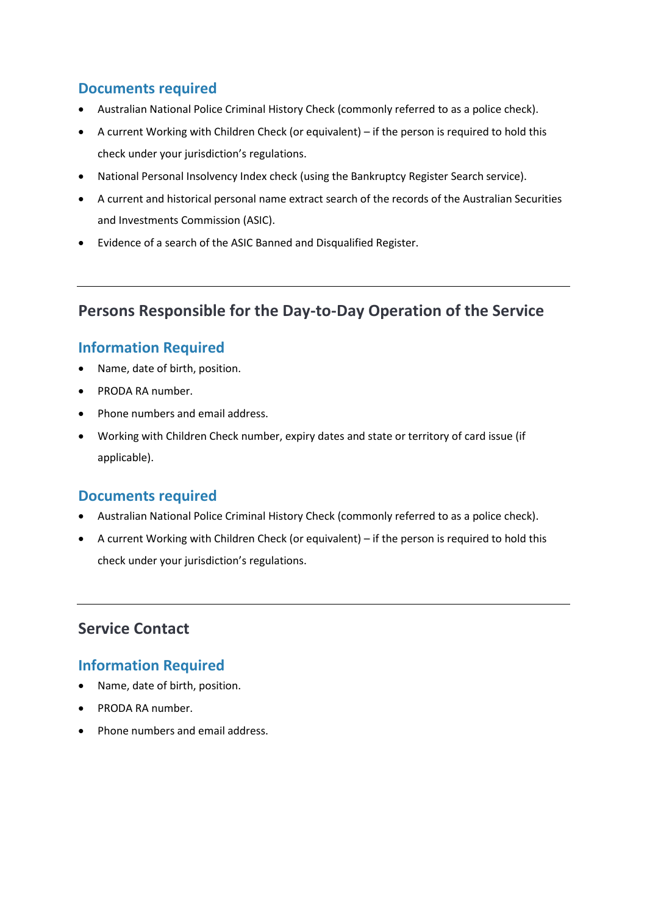### Documents required

- Australian National Police Criminal History Check (commonly referred to as a police check).
- A current Working with Children Check (or equivalent) – if the person is required to hold this check under your jurisdiction's regulations.
- National Personal Insolvency Index check (using the Bankruptcy Register Search service).
- A current and historical personal name extract search of the records of the Australian Securities and Investments Commission (ASIC).
- Evidence of a search of the ASIC Banned and Disqualified Register.

---

## Persons Responsible for the Day-to-Day Operation of the Service

### Information Required

- Name, date of birth, position.
- PRODA RA number.
- Phone numbers and email address.
- Working with Children Check number, expiry dates and state or territory of card issue (if applicable).

### Documents required

- Australian National Police Criminal History Check (commonly referred to as a police check).
- A current Working with Children Check (or equivalent) – if the person is required to hold this check under your jurisdiction's regulations.

---

## Service Contact

### Information Required

- Name, date of birth, position.
- PRODA RA number.
- Phone numbers and email address.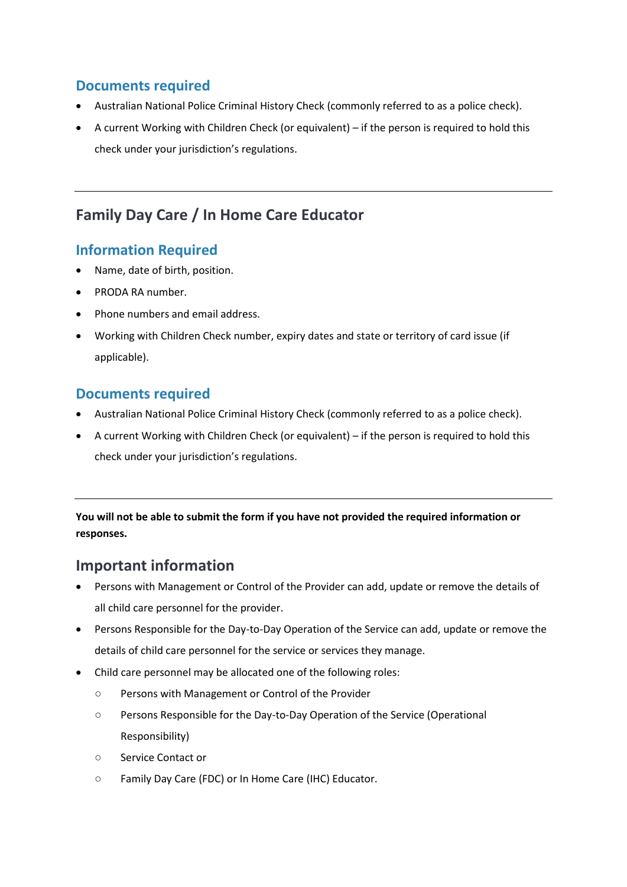### Documents required

- Australian National Police Criminal History Check (commonly referred to as a police check).
- A current Working with Children Check (or equivalent) – if the person is required to hold this check under your jurisdiction's regulations.

---

## Family Day Care / In Home Care Educator

### Information Required

- Name, date of birth, position.
- PRODA RA number.
- Phone numbers and email address.
- Working with Children Check number, expiry dates and state or territory of card issue (if applicable).

### Documents required

- Australian National Police Criminal History Check (commonly referred to as a police check).
- A current Working with Children Check (or equivalent) – if the person is required to hold this check under your jurisdiction's regulations.

---

**You will not be able to submit the form if you have not provided the required information or responses.**

## Important information

- Persons with Management or Control of the Provider can add, update or remove the details of all child care personnel for the provider.
- Persons Responsible for the Day-to-Day Operation of the Service can add, update or remove the details of child care personnel for the service or services they manage.
- Child care personnel may be allocated one of the following roles:
  - Persons with Management or Control of the Provider
  - Persons Responsible for the Day-to-Day Operation of the Service (Operational Responsibility)
  - Service Contact or
  - Family Day Care (FDC) or In Home Care (IHC) Educator.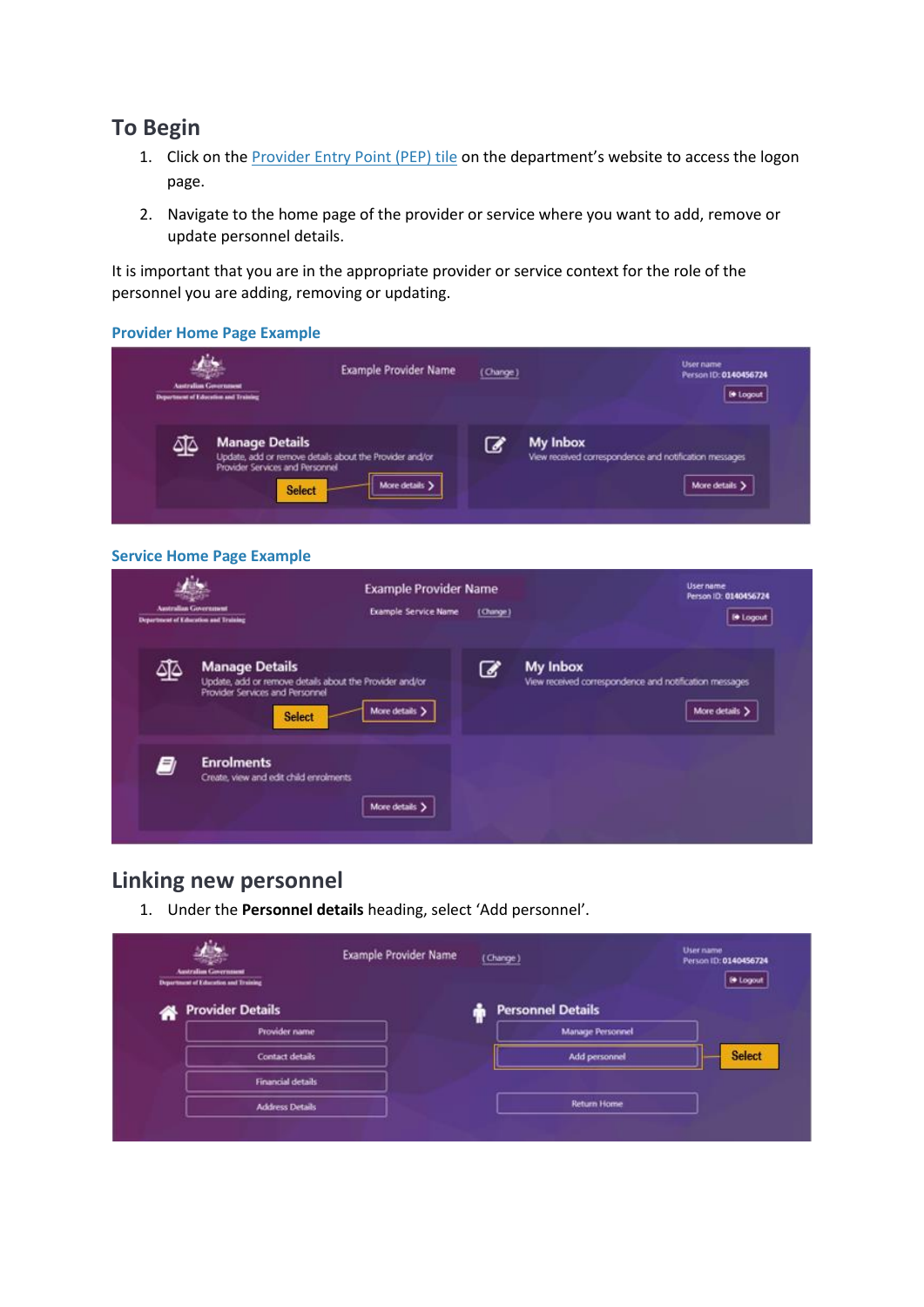## To Begin

1. Click on the Provider Entry Point (PEP) tile on the department's website to access the logon page.
2. Navigate to the home page of the provider or service where you want to add, remove or update personnel details.

It is important that you are in the appropriate provider or service context for the role of the personnel you are adding, removing or updating.

### Provider Home Page Example

### Service Home Page Example

## Linking new personnel

1. Under the **Personnel details** heading, select 'Add personnel'.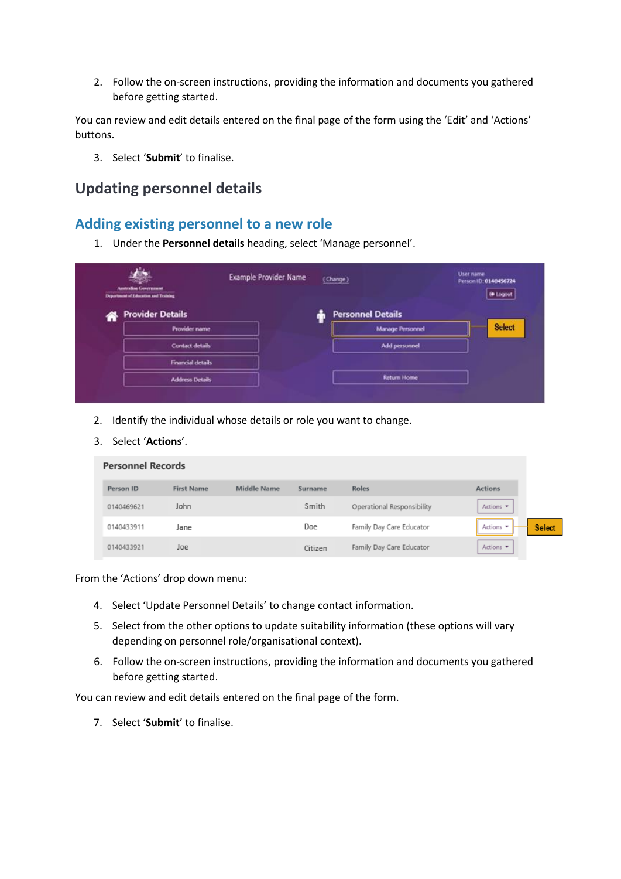2. Follow the on-screen instructions, providing the information and documents you gathered before getting started.

You can review and edit details entered on the final page of the form using the 'Edit' and 'Actions' buttons.

3. Select '**Submit**' to finalise.

## Updating personnel details

### Adding existing personnel to a new role

1. Under the **Personnel details** heading, select 'Manage personnel'.

2. Identify the individual whose details or role you want to change.
3. Select '**Actions**'.

From the 'Actions' drop down menu:

4. Select 'Update Personnel Details' to change contact information.
5. Select from the other options to update suitability information (these options will vary depending on personnel role/organisational context).
6. Follow the on-screen instructions, providing the information and documents you gathered before getting started.

You can review and edit details entered on the final page of the form.

7. Select '**Submit**' to finalise.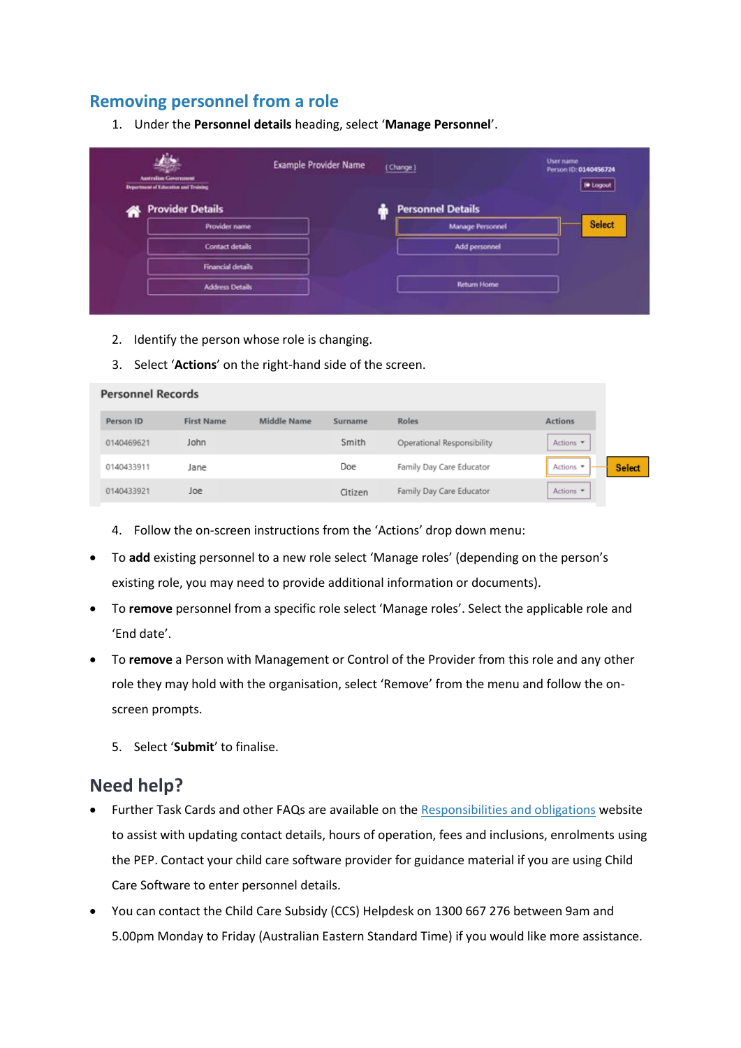## Removing personnel from a role

1. Under the **Personnel details** heading, select '**Manage Personnel**'.

2. Identify the person whose role is changing.
3. Select '**Actions**' on the right-hand side of the screen.

4. Follow the on-screen instructions from the 'Actions' drop down menu:

- To **add** existing personnel to a new role select 'Manage roles' (depending on the person's existing role, you may need to provide additional information or documents).
- To **remove** personnel from a specific role select 'Manage roles'. Select the applicable role and 'End date'.
- To **remove** a Person with Management or Control of the Provider from this role and any other role they may hold with the organisation, select 'Remove' from the menu and follow the on-screen prompts.

5. Select '**Submit**' to finalise.

## Need help?

- Further Task Cards and other FAQs are available on the Responsibilities and obligations website to assist with updating contact details, hours of operation, fees and inclusions, enrolments using the PEP. Contact your child care software provider for guidance material if you are using Child Care Software to enter personnel details.
- You can contact the Child Care Subsidy (CCS) Helpdesk on 1300 667 276 between 9am and 5.00pm Monday to Friday (Australian Eastern Standard Time) if you would like more assistance.